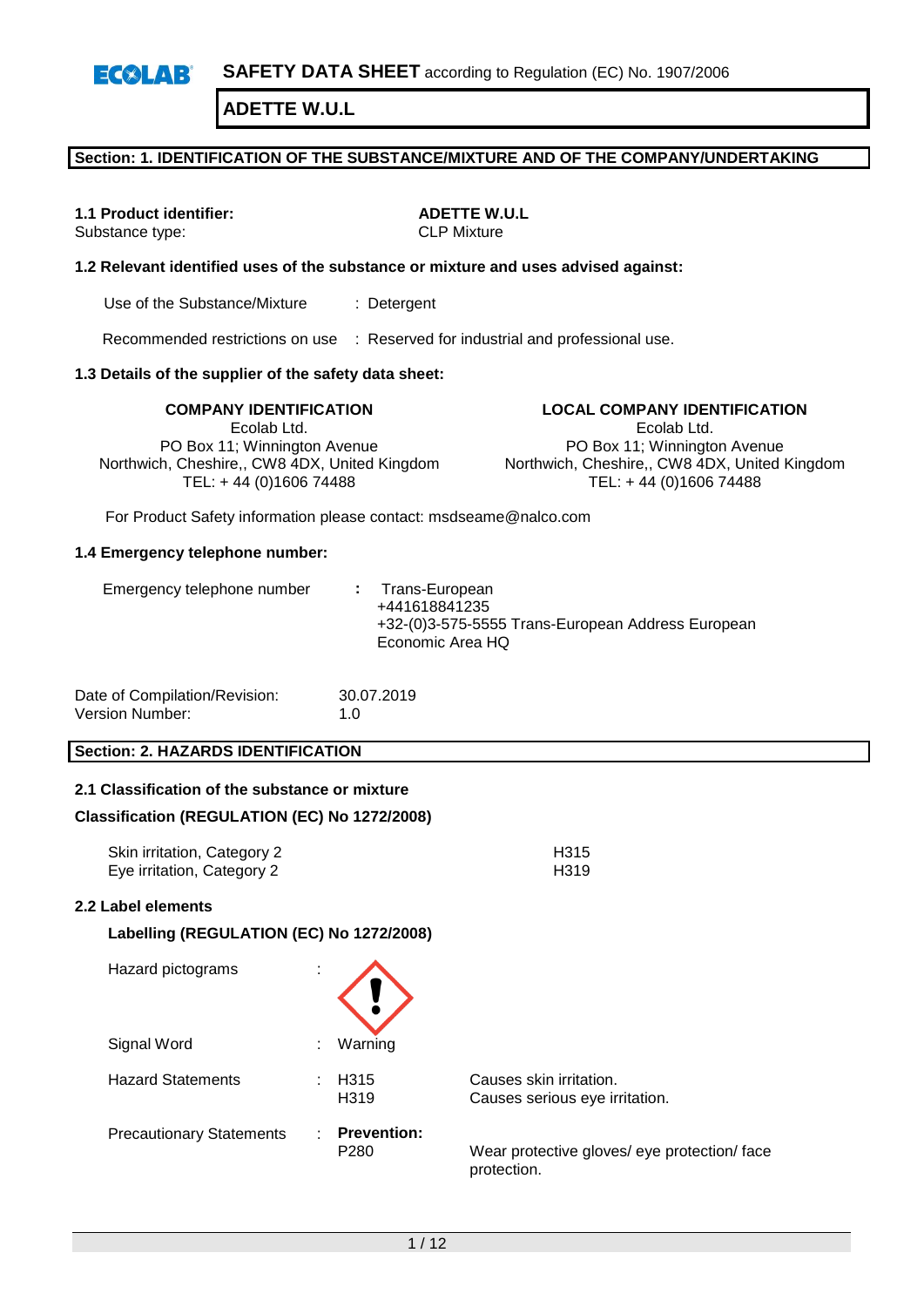**SAFETY DATA SHEET** according to Regulation (EC) No. 1907/2006

# ADETTE W.U.L

## Section: 1. IDENTIFICATION OF THE SUBSTANCE/MIXTURE AND OF THE COMPANY/UNDERTAKING

**1.1 Product identifier:** **ADETTE W.U.L**
Substance type: CLP Mixture

**1.2 Relevant identified uses of the substance or mixture and uses advised against:**

Use of the Substance/Mixture : Detergent

Recommended restrictions on use : Reserved for industrial and professional use.

**1.3 Details of the supplier of the safety data sheet:**

**COMPANY IDENTIFICATION**
Ecolab Ltd.
PO Box 11; Winnington Avenue
Northwich, Cheshire,, CW8 4DX, United Kingdom
TEL: + 44 (0)1606 74488

**LOCAL COMPANY IDENTIFICATION**
Ecolab Ltd.
PO Box 11; Winnington Avenue
Northwich, Cheshire,, CW8 4DX, United Kingdom
TEL: + 44 (0)1606 74488

For Product Safety information please contact: msdseame@nalco.com

**1.4 Emergency telephone number:**

Emergency telephone number : Trans-European
+441618841235
+32-(0)3-575-5555 Trans-European Address European Economic Area HQ

Date of Compilation/Revision: 30.07.2019
Version Number: 1.0

## Section: 2. HAZARDS IDENTIFICATION

**2.1 Classification of the substance or mixture**

**Classification (REGULATION (EC) No 1272/2008)**

| | |
|---|---|
| Skin irritation, Category 2 | H315 |
| Eye irritation, Category 2 | H319 |

**2.2 Label elements**

**Labelling (REGULATION (EC) No 1272/2008)**

Hazard pictograms :

Signal Word : Warning

| | | |
|---|---|---|
| Hazard Statements | H315 | Causes skin irritation. |
| | H319 | Causes serious eye irritation. |
| Precautionary Statements | **Prevention:** | |
| | P280 | Wear protective gloves/ eye protection/ face protection. |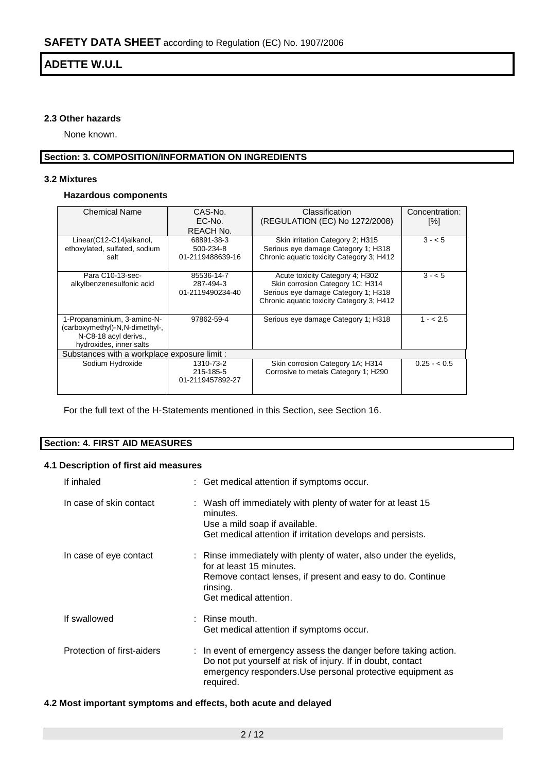#### 2.3 Other hazards

None known.

## Section: 3. COMPOSITION/INFORMATION ON INGREDIENTS

#### 3.2 Mixtures

**Hazardous components**

| Chemical Name | CAS-No.<br>EC-No.<br>REACH No. | Classification<br>(REGULATION (EC) No 1272/2008) | Concentration: [%] |
|---|---|---|---|
| Linear(C12-C14)alkanol, ethoxylated, sulfated, sodium salt | 68891-38-3<br>500-234-8<br>01-2119488639-16 | Skin irritation Category 2; H315<br>Serious eye damage Category 1; H318<br>Chronic aquatic toxicity Category 3; H412 | 3 - < 5 |
| Para C10-13-sec-alkylbenzenesulfonic acid | 85536-14-7<br>287-494-3<br>01-2119490234-40 | Acute toxicity Category 4; H302<br>Skin corrosion Category 1C; H314<br>Serious eye damage Category 1; H318<br>Chronic aquatic toxicity Category 3; H412 | 3 - < 5 |
| 1-Propanaminium, 3-amino-N-(carboxymethyl)-N,N-dimethyl-, N-C8-18 acyl derivs., hydroxides, inner salts | 97862-59-4 | Serious eye damage Category 1; H318 | 1 - < 2.5 |
| Substances with a workplace exposure limit : | | | |
| Sodium Hydroxide | 1310-73-2<br>215-185-5<br>01-2119457892-27 | Skin corrosion Category 1A; H314<br>Corrosive to metals Category 1; H290 | 0.25 - < 0.5 |

For the full text of the H-Statements mentioned in this Section, see Section 16.

## Section: 4. FIRST AID MEASURES

#### 4.1 Description of first aid measures

| | |
|---|---|
| If inhaled | : Get medical attention if symptoms occur. |
| In case of skin contact | : Wash off immediately with plenty of water for at least 15 minutes.<br>Use a mild soap if available.<br>Get medical attention if irritation develops and persists. |
| In case of eye contact | : Rinse immediately with plenty of water, also under the eyelids, for at least 15 minutes.<br>Remove contact lenses, if present and easy to do. Continue rinsing.<br>Get medical attention. |
| If swallowed | : Rinse mouth.<br>Get medical attention if symptoms occur. |
| Protection of first-aiders | : In event of emergency assess the danger before taking action. Do not put yourself at risk of injury. If in doubt, contact emergency responders.Use personal protective equipment as required. |

#### 4.2 Most important symptoms and effects, both acute and delayed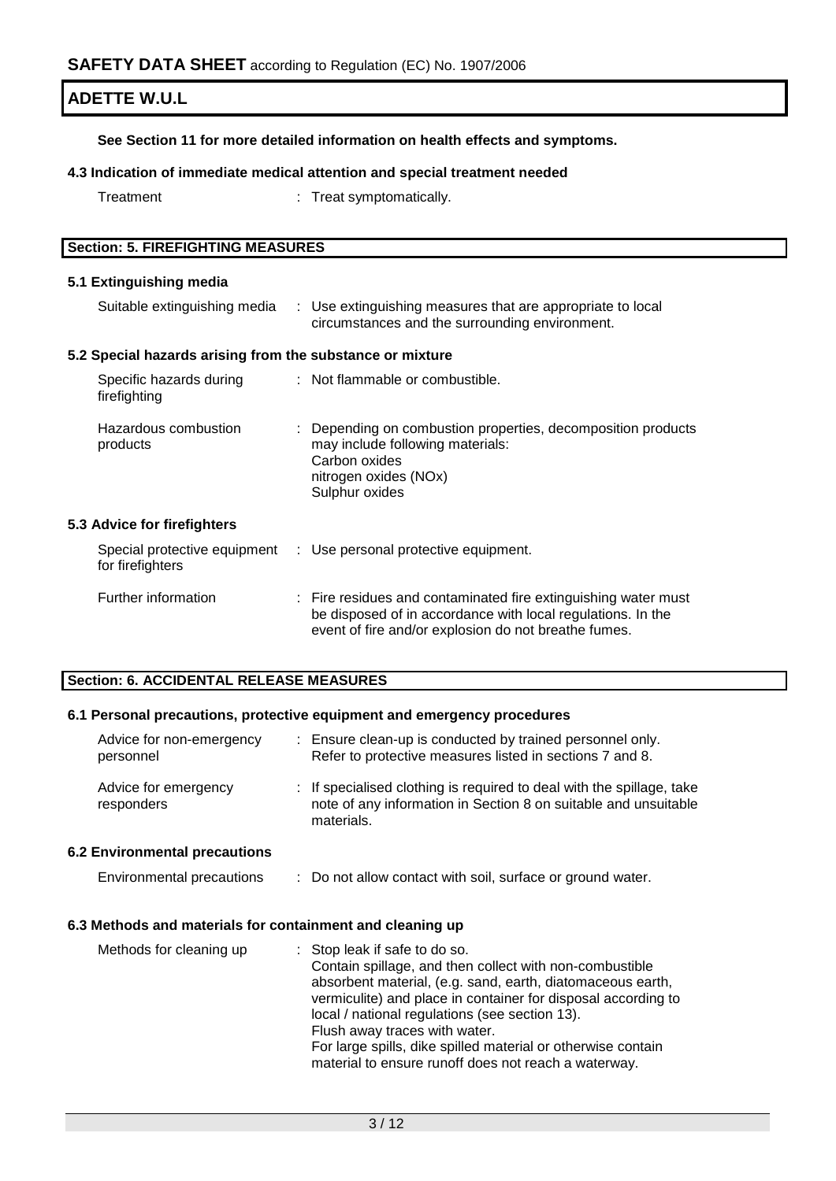**See Section 11 for more detailed information on health effects and symptoms.**

### 4.3 Indication of immediate medical attention and special treatment needed

| | |
|---|---|
| Treatment | : Treat symptomatically. |

## Section: 5. FIREFIGHTING MEASURES

### 5.1 Extinguishing media

| | |
|---|---|
| Suitable extinguishing media | : Use extinguishing measures that are appropriate to local circumstances and the surrounding environment. |

### 5.2 Special hazards arising from the substance or mixture

| | |
|---|---|
| Specific hazards during firefighting | : Not flammable or combustible. |
| Hazardous combustion products | : Depending on combustion properties, decomposition products may include following materials:<br>Carbon oxides<br>nitrogen oxides (NOx)<br>Sulphur oxides |

### 5.3 Advice for firefighters

| | |
|---|---|
| Special protective equipment for firefighters | : Use personal protective equipment. |
| Further information | : Fire residues and contaminated fire extinguishing water must be disposed of in accordance with local regulations. In the event of fire and/or explosion do not breathe fumes. |

## Section: 6. ACCIDENTAL RELEASE MEASURES

### 6.1 Personal precautions, protective equipment and emergency procedures

| | |
|---|---|
| Advice for non-emergency personnel | : Ensure clean-up is conducted by trained personnel only. Refer to protective measures listed in sections 7 and 8. |
| Advice for emergency responders | : If specialised clothing is required to deal with the spillage, take note of any information in Section 8 on suitable and unsuitable materials. |

### 6.2 Environmental precautions

| | |
|---|---|
| Environmental precautions | : Do not allow contact with soil, surface or ground water. |

### 6.3 Methods and materials for containment and cleaning up

| | |
|---|---|
| Methods for cleaning up | : Stop leak if safe to do so.<br>Contain spillage, and then collect with non-combustible absorbent material, (e.g. sand, earth, diatomaceous earth, vermiculite) and place in container for disposal according to local / national regulations (see section 13).<br>Flush away traces with water.<br>For large spills, dike spilled material or otherwise contain material to ensure runoff does not reach a waterway. |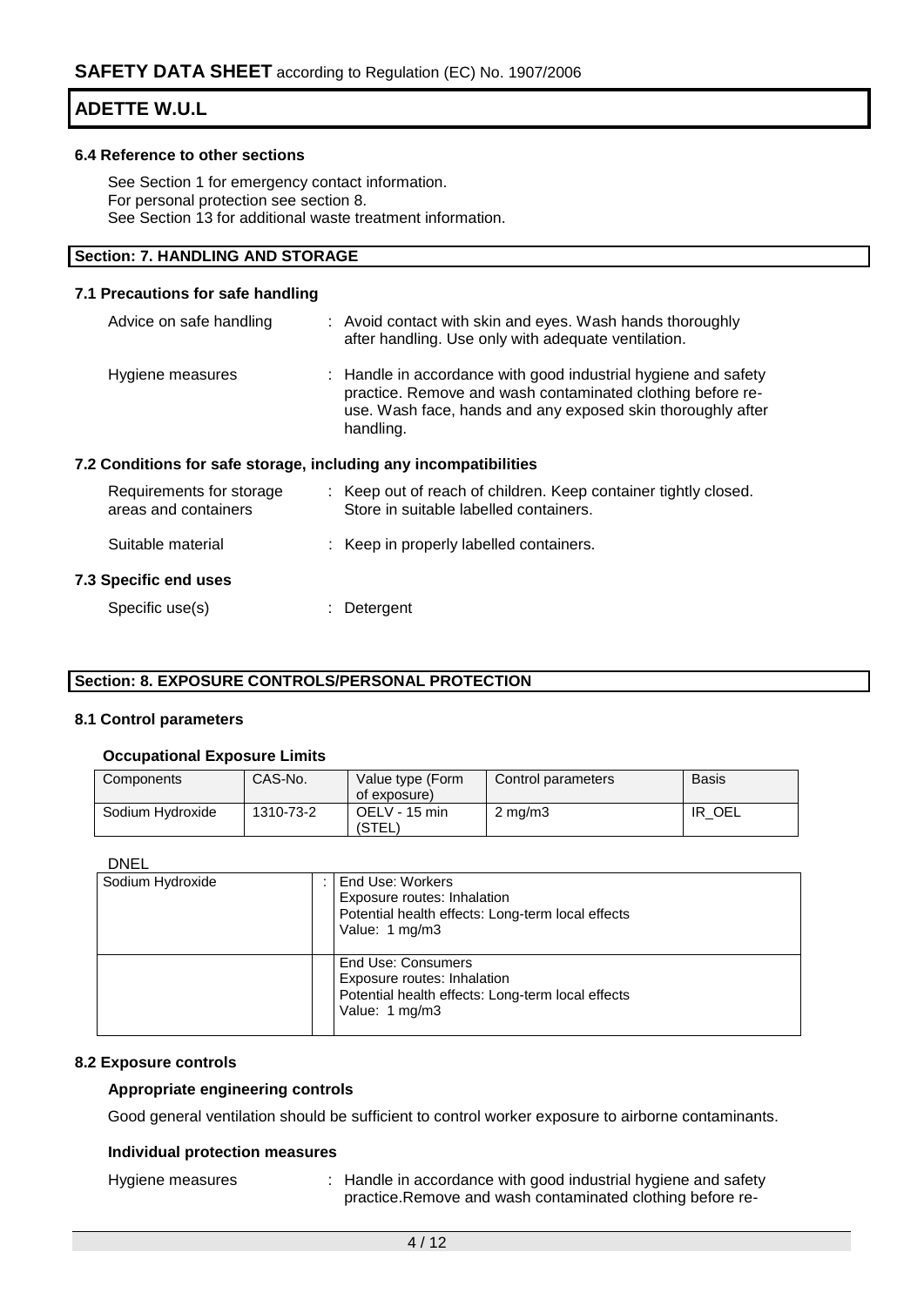## 6.4 Reference to other sections

See Section 1 for emergency contact information.
For personal protection see section 8.
See Section 13 for additional waste treatment information.

## Section: 7. HANDLING AND STORAGE

### 7.1 Precautions for safe handling

Advice on safe handling : Avoid contact with skin and eyes. Wash hands thoroughly after handling. Use only with adequate ventilation.

Hygiene measures : Handle in accordance with good industrial hygiene and safety practice. Remove and wash contaminated clothing before re-use. Wash face, hands and any exposed skin thoroughly after handling.

### 7.2 Conditions for safe storage, including any incompatibilities

Requirements for storage areas and containers : Keep out of reach of children. Keep container tightly closed. Store in suitable labelled containers.

Suitable material : Keep in properly labelled containers.

### 7.3 Specific end uses

Specific use(s) : Detergent

## Section: 8. EXPOSURE CONTROLS/PERSONAL PROTECTION

### 8.1 Control parameters

**Occupational Exposure Limits**

| Components | CAS-No. | Value type (Form of exposure) | Control parameters | Basis |
|---|---|---|---|---|
| Sodium Hydroxide | 1310-73-2 | OELV - 15 min (STEL) | 2 mg/m3 | IR_OEL |

DNEL

| | | |
|---|---|---|
| Sodium Hydroxide | : | End Use: Workers<br>Exposure routes: Inhalation<br>Potential health effects: Long-term local effects<br>Value: 1 mg/m3 |
| | | End Use: Consumers<br>Exposure routes: Inhalation<br>Potential health effects: Long-term local effects<br>Value: 1 mg/m3 |

### 8.2 Exposure controls

**Appropriate engineering controls**

Good general ventilation should be sufficient to control worker exposure to airborne contaminants.

**Individual protection measures**

Hygiene measures : Handle in accordance with good industrial hygiene and safety practice.Remove and wash contaminated clothing before re-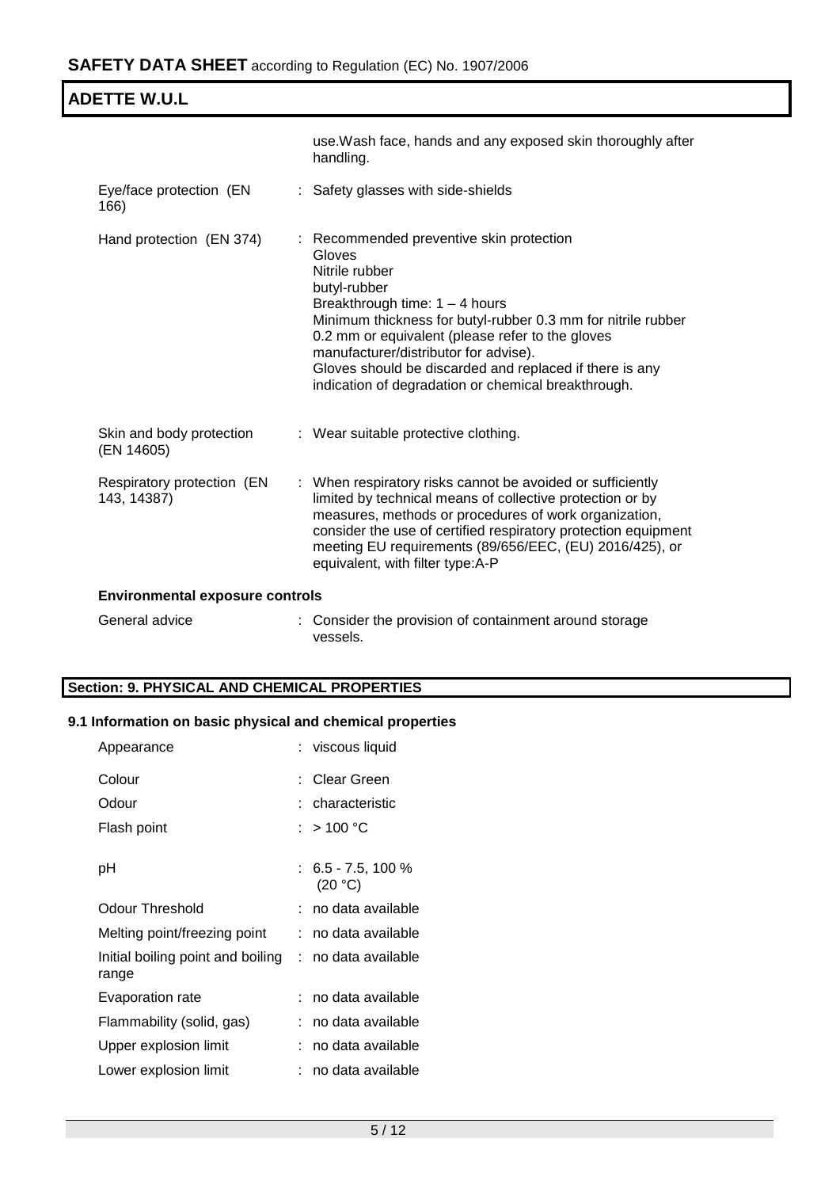**ADETTE W.U.L**

| | |
|---|---|
| | use.Wash face, hands and any exposed skin thoroughly after handling. |
| Eye/face protection (EN 166) | : Safety glasses with side-shields |
| Hand protection (EN 374) | : Recommended preventive skin protection<br>Gloves<br>Nitrile rubber<br>butyl-rubber<br>Breakthrough time: 1 – 4 hours<br>Minimum thickness for butyl-rubber 0.3 mm for nitrile rubber 0.2 mm or equivalent (please refer to the gloves manufacturer/distributor for advise).<br>Gloves should be discarded and replaced if there is any indication of degradation or chemical breakthrough. |
| Skin and body protection (EN 14605) | : Wear suitable protective clothing. |
| Respiratory protection (EN 143, 14387) | : When respiratory risks cannot be avoided or sufficiently limited by technical means of collective protection or by measures, methods or procedures of work organization, consider the use of certified respiratory protection equipment meeting EU requirements (89/656/EEC, (EU) 2016/425), or equivalent, with filter type:A-P |

**Environmental exposure controls**

| | |
|---|---|
| General advice | : Consider the provision of containment around storage vessels. |

## Section: 9. PHYSICAL AND CHEMICAL PROPERTIES

### 9.1 Information on basic physical and chemical properties

| | |
|---|---|
| Appearance | : viscous liquid |
| Colour | : Clear Green |
| Odour | : characteristic |
| Flash point | : > 100 °C |
| pH | : 6.5 - 7.5, 100 % (20 °C) |
| Odour Threshold | : no data available |
| Melting point/freezing point | : no data available |
| Initial boiling point and boiling range | : no data available |
| Evaporation rate | : no data available |
| Flammability (solid, gas) | : no data available |
| Upper explosion limit | : no data available |
| Lower explosion limit | : no data available |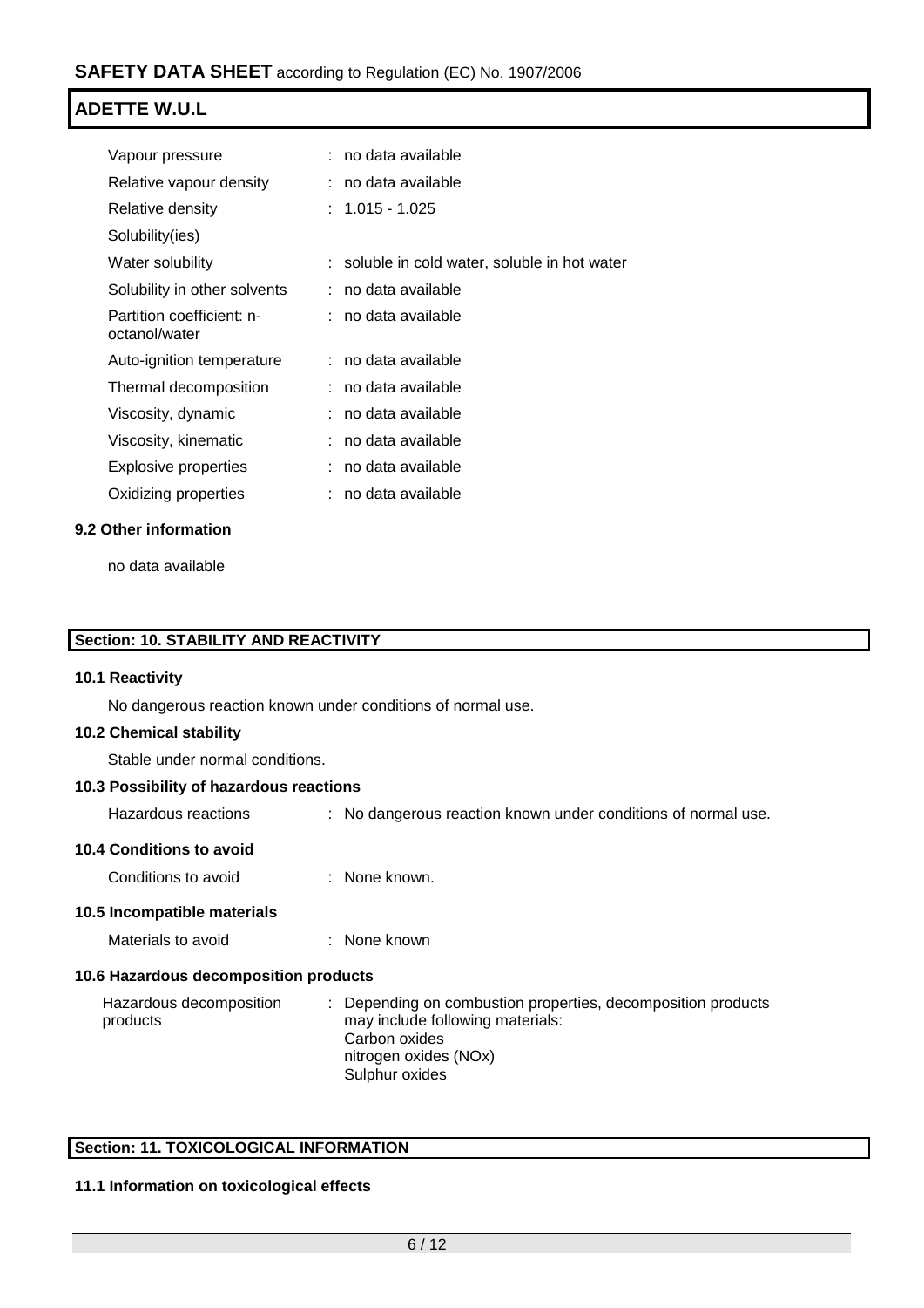| | | |
|---|---|---|
| Vapour pressure | : | no data available |
| Relative vapour density | : | no data available |
| Relative density | : | 1.015 - 1.025 |
| Solubility(ies) | | |
| Water solubility | : | soluble in cold water, soluble in hot water |
| Solubility in other solvents | : | no data available |
| Partition coefficient: n-octanol/water | : | no data available |
| Auto-ignition temperature | : | no data available |
| Thermal decomposition | : | no data available |
| Viscosity, dynamic | : | no data available |
| Viscosity, kinematic | : | no data available |
| Explosive properties | : | no data available |
| Oxidizing properties | : | no data available |

### 9.2 Other information

no data available

## Section: 10. STABILITY AND REACTIVITY

### 10.1 Reactivity

No dangerous reaction known under conditions of normal use.

### 10.2 Chemical stability

Stable under normal conditions.

### 10.3 Possibility of hazardous reactions

Hazardous reactions : No dangerous reaction known under conditions of normal use.

### 10.4 Conditions to avoid

Conditions to avoid : None known.

### 10.5 Incompatible materials

Materials to avoid : None known

### 10.6 Hazardous decomposition products

Hazardous decomposition products : Depending on combustion properties, decomposition products may include following materials:
Carbon oxides
nitrogen oxides (NOx)
Sulphur oxides

## Section: 11. TOXICOLOGICAL INFORMATION

### 11.1 Information on toxicological effects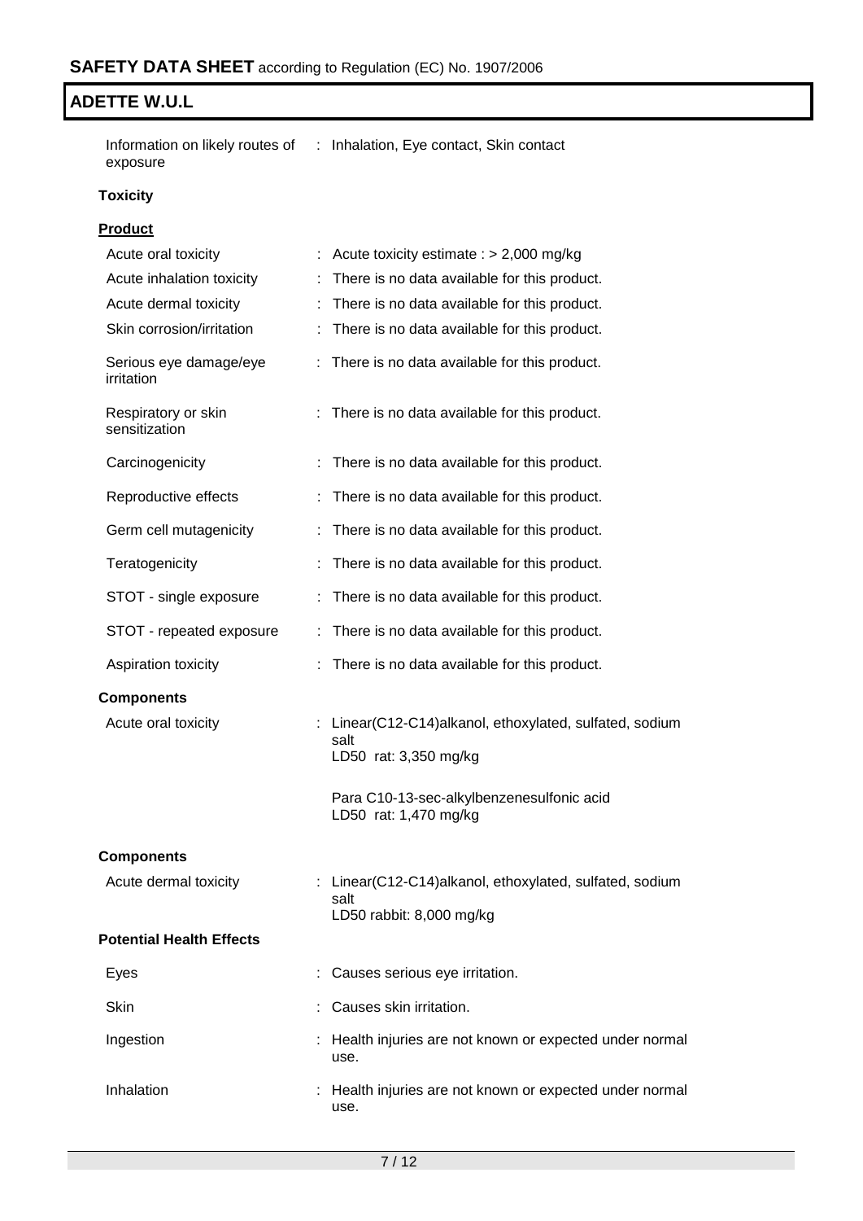Information on likely routes of exposure : Inhalation, Eye contact, Skin contact

**Toxicity**

**Product**

| | |
|---|---|
| Acute oral toxicity | : Acute toxicity estimate : > 2,000 mg/kg |
| Acute inhalation toxicity | : There is no data available for this product. |
| Acute dermal toxicity | : There is no data available for this product. |
| Skin corrosion/irritation | : There is no data available for this product. |
| Serious eye damage/eye irritation | : There is no data available for this product. |
| Respiratory or skin sensitization | : There is no data available for this product. |
| Carcinogenicity | : There is no data available for this product. |
| Reproductive effects | : There is no data available for this product. |
| Germ cell mutagenicity | : There is no data available for this product. |
| Teratogenicity | : There is no data available for this product. |
| STOT - single exposure | : There is no data available for this product. |
| STOT - repeated exposure | : There is no data available for this product. |
| Aspiration toxicity | : There is no data available for this product. |

**Components**

Acute oral toxicity : Linear(C12-C14)alkanol, ethoxylated, sulfated, sodium salt
LD50 rat: 3,350 mg/kg

Para C10-13-sec-alkylbenzenesulfonic acid
LD50 rat: 1,470 mg/kg

**Components**

Acute dermal toxicity : Linear(C12-C14)alkanol, ethoxylated, sulfated, sodium salt
LD50 rabbit: 8,000 mg/kg

**Potential Health Effects**

| | |
|---|---|
| Eyes | : Causes serious eye irritation. |
| Skin | : Causes skin irritation. |
| Ingestion | : Health injuries are not known or expected under normal use. |
| Inhalation | : Health injuries are not known or expected under normal use. |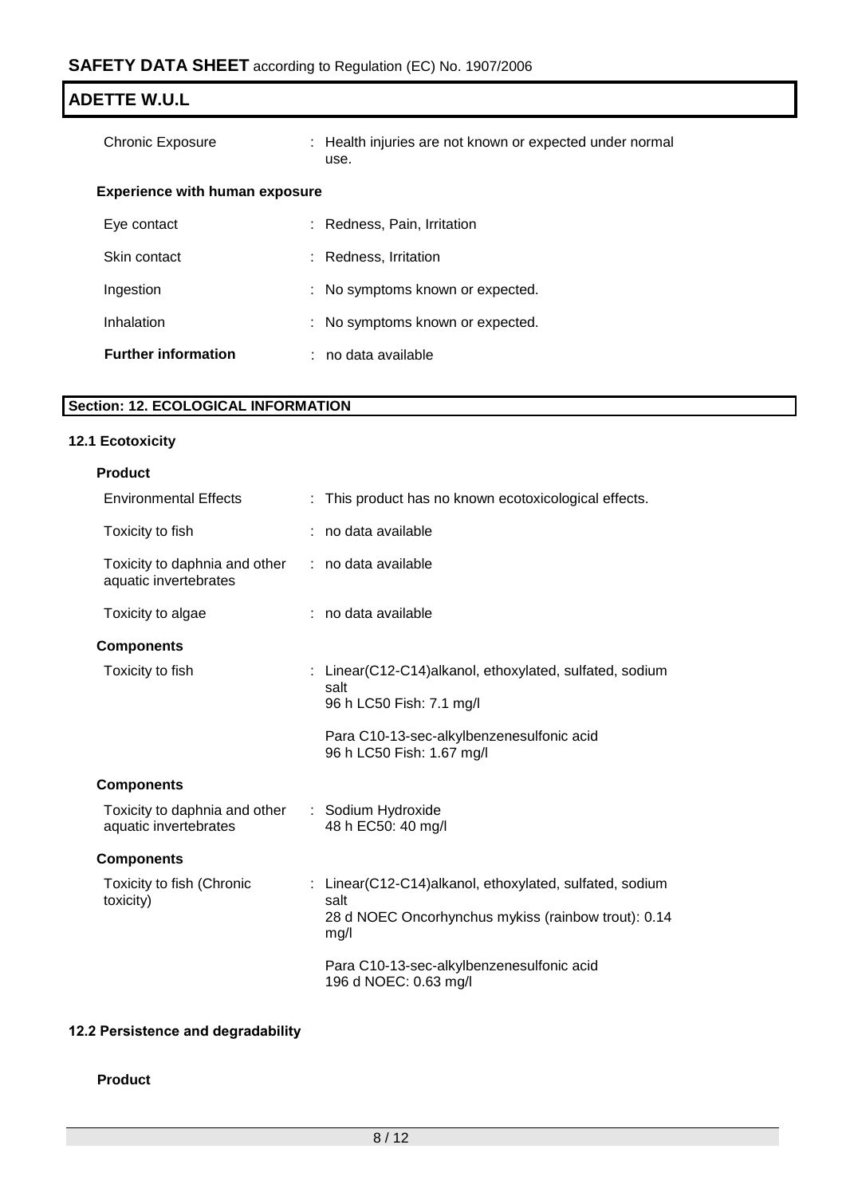## ADETTE W.U.L

| | |
|---|---|
| Chronic Exposure | : Health injuries are not known or expected under normal use. |

**Experience with human exposure**

| | |
|---|---|
| Eye contact | : Redness, Pain, Irritation |
| Skin contact | : Redness, Irritation |
| Ingestion | : No symptoms known or expected. |
| Inhalation | : No symptoms known or expected. |
| **Further information** | : no data available |

## Section: 12. ECOLOGICAL INFORMATION

### 12.1 Ecotoxicity

**Product**

| | |
|---|---|
| Environmental Effects | : This product has no known ecotoxicological effects. |
| Toxicity to fish | : no data available |
| Toxicity to daphnia and other aquatic invertebrates | : no data available |
| Toxicity to algae | : no data available |

**Components**

| | |
|---|---|
| Toxicity to fish | : Linear(C12-C14)alkanol, ethoxylated, sulfated, sodium salt<br>96 h LC50 Fish: 7.1 mg/l<br><br>Para C10-13-sec-alkylbenzenesulfonic acid<br>96 h LC50 Fish: 1.67 mg/l |

**Components**

| | |
|---|---|
| Toxicity to daphnia and other aquatic invertebrates | : Sodium Hydroxide<br>48 h EC50: 40 mg/l |

**Components**

| | |
|---|---|
| Toxicity to fish (Chronic toxicity) | : Linear(C12-C14)alkanol, ethoxylated, sulfated, sodium salt<br>28 d NOEC Oncorhynchus mykiss (rainbow trout): 0.14 mg/l<br><br>Para C10-13-sec-alkylbenzenesulfonic acid<br>196 d NOEC: 0.63 mg/l |

### 12.2 Persistence and degradability

**Product**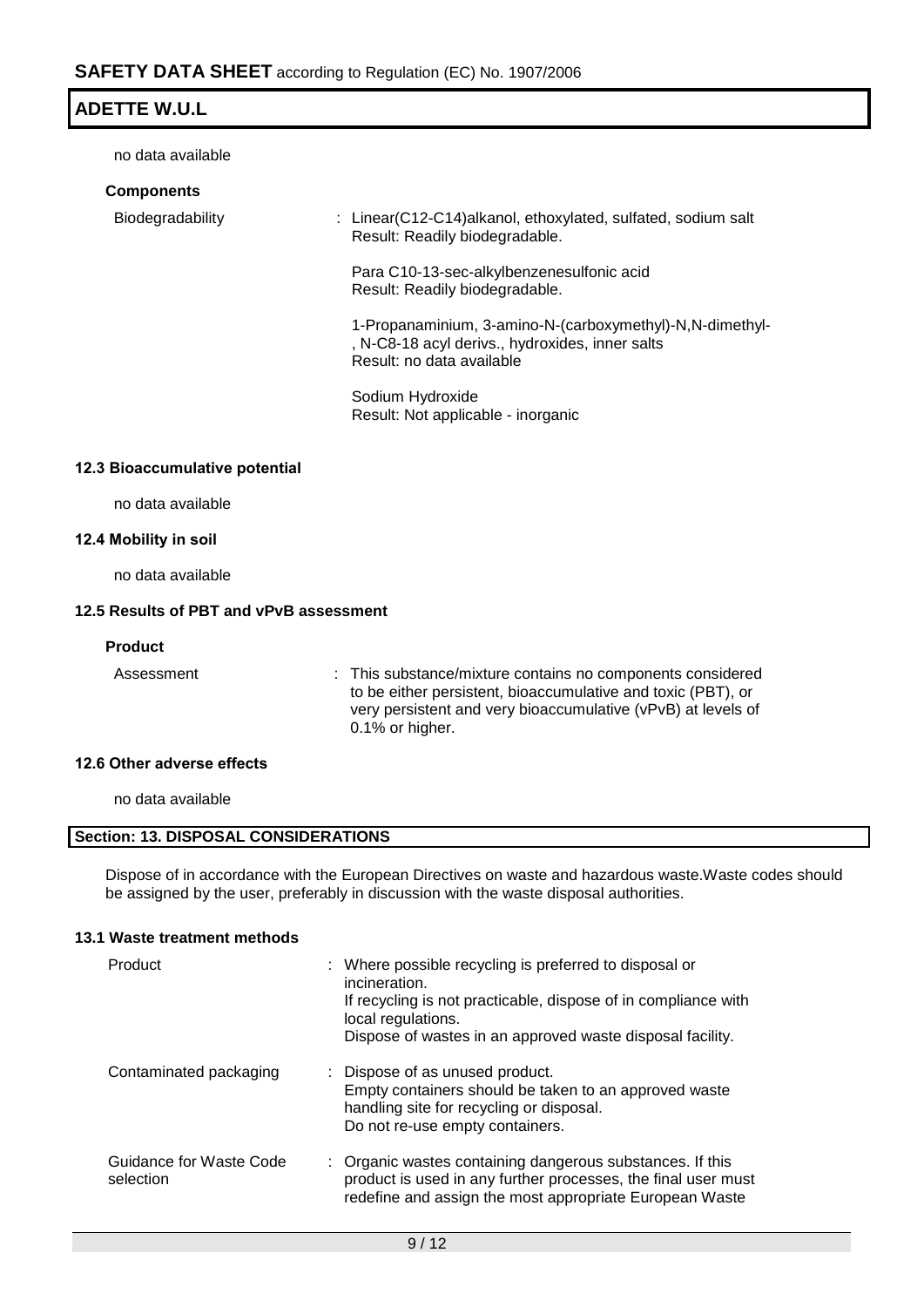no data available

**Components**

| | |
|---|---|
| Biodegradability | : Linear(C12-C14)alkanol, ethoxylated, sulfated, sodium salt<br>Result: Readily biodegradable.<br><br>Para C10-13-sec-alkylbenzenesulfonic acid<br>Result: Readily biodegradable.<br><br>1-Propanaminium, 3-amino-N-(carboxymethyl)-N,N-dimethyl-, N-C8-18 acyl derivs., hydroxides, inner salts<br>Result: no data available<br><br>Sodium Hydroxide<br>Result: Not applicable - inorganic |

### 12.3 Bioaccumulative potential

no data available

### 12.4 Mobility in soil

no data available

### 12.5 Results of PBT and vPvB assessment

**Product**

| | |
|---|---|
| Assessment | : This substance/mixture contains no components considered to be either persistent, bioaccumulative and toxic (PBT), or very persistent and very bioaccumulative (vPvB) at levels of 0.1% or higher. |

### 12.6 Other adverse effects

no data available

## Section: 13. DISPOSAL CONSIDERATIONS

Dispose of in accordance with the European Directives on waste and hazardous waste.Waste codes should be assigned by the user, preferably in discussion with the waste disposal authorities.

### 13.1 Waste treatment methods

| | |
|---|---|
| Product | : Where possible recycling is preferred to disposal or incineration.<br>If recycling is not practicable, dispose of in compliance with local regulations.<br>Dispose of wastes in an approved waste disposal facility. |
| Contaminated packaging | : Dispose of as unused product.<br>Empty containers should be taken to an approved waste handling site for recycling or disposal.<br>Do not re-use empty containers. |
| Guidance for Waste Code selection | : Organic wastes containing dangerous substances. If this product is used in any further processes, the final user must redefine and assign the most appropriate European Waste |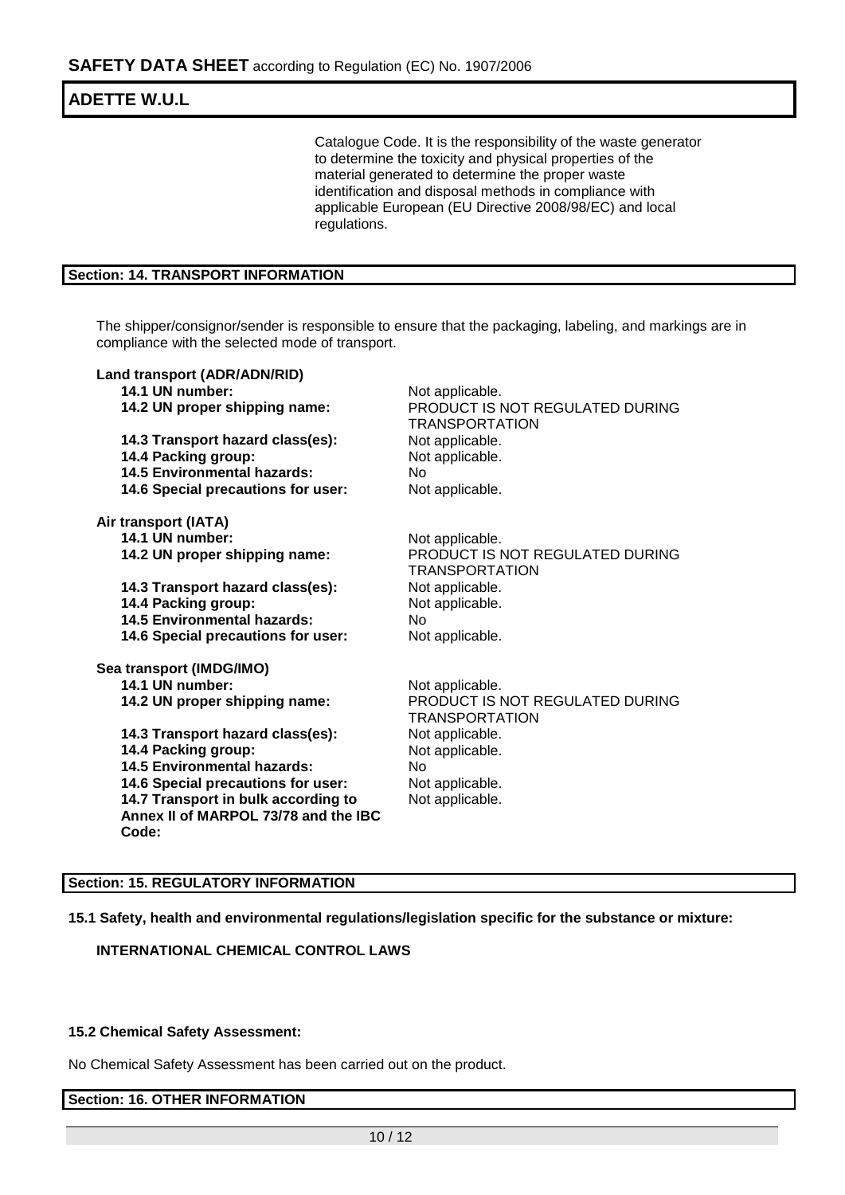Catalogue Code. It is the responsibility of the waste generator to determine the toxicity and physical properties of the material generated to determine the proper waste identification and disposal methods in compliance with applicable European (EU Directive 2008/98/EC) and local regulations.

## Section: 14. TRANSPORT INFORMATION

The shipper/consignor/sender is responsible to ensure that the packaging, labeling, and markings are in compliance with the selected mode of transport.

**Land transport (ADR/ADN/RID)**

| | |
|---|---|
| **14.1 UN number:** | Not applicable. |
| **14.2 UN proper shipping name:** | PRODUCT IS NOT REGULATED DURING TRANSPORTATION |
| **14.3 Transport hazard class(es):** | Not applicable. |
| **14.4 Packing group:** | Not applicable. |
| **14.5 Environmental hazards:** | No |
| **14.6 Special precautions for user:** | Not applicable. |

**Air transport (IATA)**

| | |
|---|---|
| **14.1 UN number:** | Not applicable. |
| **14.2 UN proper shipping name:** | PRODUCT IS NOT REGULATED DURING TRANSPORTATION |
| **14.3 Transport hazard class(es):** | Not applicable. |
| **14.4 Packing group:** | Not applicable. |
| **14.5 Environmental hazards:** | No |
| **14.6 Special precautions for user:** | Not applicable. |

**Sea transport (IMDG/IMO)**

| | |
|---|---|
| **14.1 UN number:** | Not applicable. |
| **14.2 UN proper shipping name:** | PRODUCT IS NOT REGULATED DURING TRANSPORTATION |
| **14.3 Transport hazard class(es):** | Not applicable. |
| **14.4 Packing group:** | Not applicable. |
| **14.5 Environmental hazards:** | No |
| **14.6 Special precautions for user:** | Not applicable. |
| **14.7 Transport in bulk according to Annex II of MARPOL 73/78 and the IBC Code:** | Not applicable. |

## Section: 15. REGULATORY INFORMATION

**15.1 Safety, health and environmental regulations/legislation specific for the substance or mixture:**

**INTERNATIONAL CHEMICAL CONTROL LAWS**

**15.2 Chemical Safety Assessment:**

No Chemical Safety Assessment has been carried out on the product.

## Section: 16. OTHER INFORMATION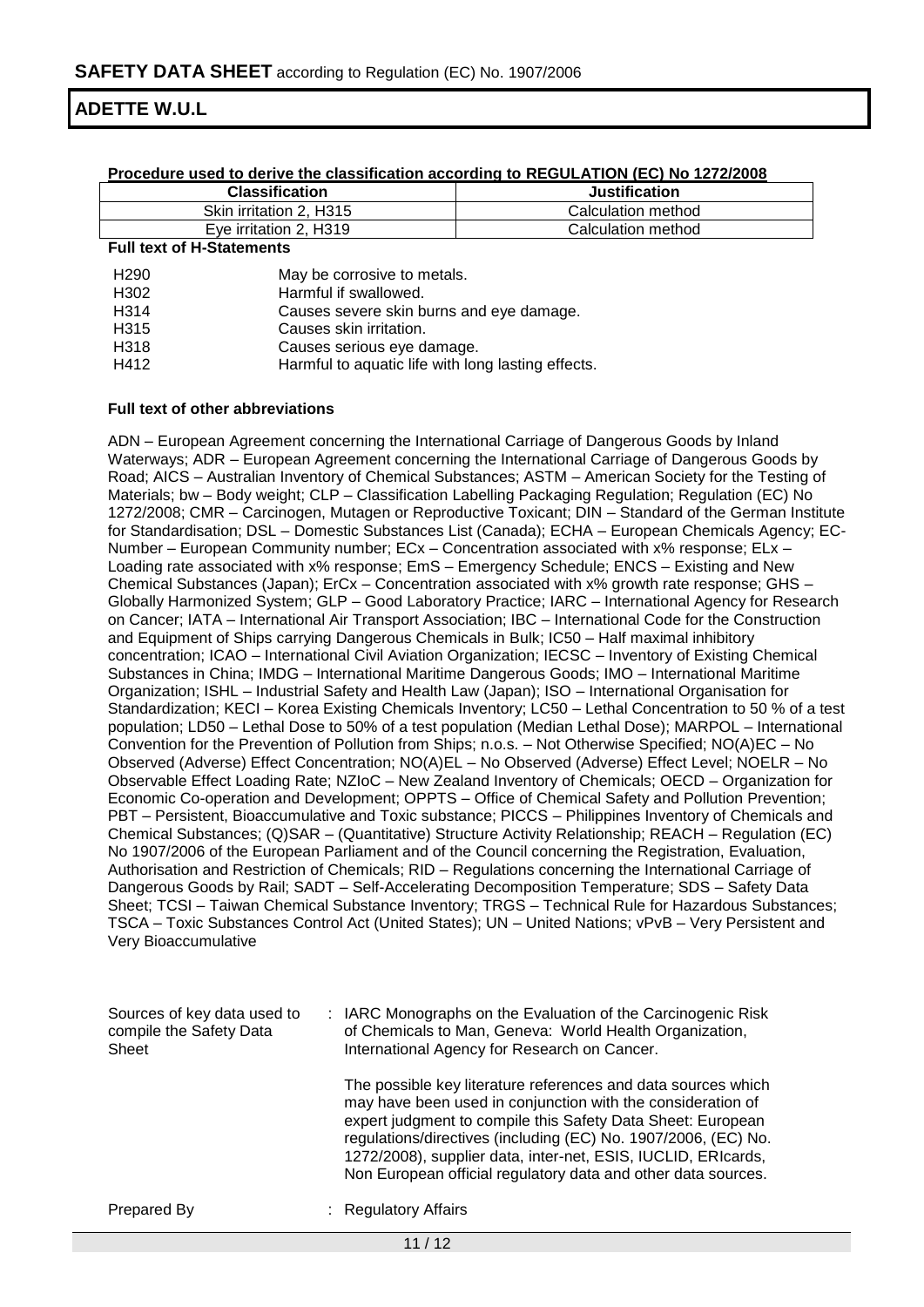**Procedure used to derive the classification according to REGULATION (EC) No 1272/2008**

| Classification | Justification |
|---|---|
| Skin irritation 2, H315 | Calculation method |
| Eye irritation 2, H319 | Calculation method |

**Full text of H-Statements**

| | |
|---|---|
| H290 | May be corrosive to metals. |
| H302 | Harmful if swallowed. |
| H314 | Causes severe skin burns and eye damage. |
| H315 | Causes skin irritation. |
| H318 | Causes serious eye damage. |
| H412 | Harmful to aquatic life with long lasting effects. |

**Full text of other abbreviations**

ADN – European Agreement concerning the International Carriage of Dangerous Goods by Inland Waterways; ADR – European Agreement concerning the International Carriage of Dangerous Goods by Road; AICS – Australian Inventory of Chemical Substances; ASTM – American Society for the Testing of Materials; bw – Body weight; CLP – Classification Labelling Packaging Regulation; Regulation (EC) No 1272/2008; CMR – Carcinogen, Mutagen or Reproductive Toxicant; DIN – Standard of the German Institute for Standardisation; DSL – Domestic Substances List (Canada); ECHA – European Chemicals Agency; EC-Number – European Community number; ECx – Concentration associated with x% response; ELx – Loading rate associated with x% response; EmS – Emergency Schedule; ENCS – Existing and New Chemical Substances (Japan); ErCx – Concentration associated with x% growth rate response; GHS – Globally Harmonized System; GLP – Good Laboratory Practice; IARC – International Agency for Research on Cancer; IATA – International Air Transport Association; IBC – International Code for the Construction and Equipment of Ships carrying Dangerous Chemicals in Bulk; IC50 – Half maximal inhibitory concentration; ICAO – International Civil Aviation Organization; IECSC – Inventory of Existing Chemical Substances in China; IMDG – International Maritime Dangerous Goods; IMO – International Maritime Organization; ISHL – Industrial Safety and Health Law (Japan); ISO – International Organisation for Standardization; KECI – Korea Existing Chemicals Inventory; LC50 – Lethal Concentration to 50 % of a test population; LD50 – Lethal Dose to 50% of a test population (Median Lethal Dose); MARPOL – International Convention for the Prevention of Pollution from Ships; n.o.s. – Not Otherwise Specified; NO(A)EC – No Observed (Adverse) Effect Concentration; NO(A)EL – No Observed (Adverse) Effect Level; NOELR – No Observable Effect Loading Rate; NZIoC – New Zealand Inventory of Chemicals; OECD – Organization for Economic Co-operation and Development; OPPTS – Office of Chemical Safety and Pollution Prevention; PBT – Persistent, Bioaccumulative and Toxic substance; PICCS – Philippines Inventory of Chemicals and Chemical Substances; (Q)SAR – (Quantitative) Structure Activity Relationship; REACH – Regulation (EC) No 1907/2006 of the European Parliament and of the Council concerning the Registration, Evaluation, Authorisation and Restriction of Chemicals; RID – Regulations concerning the International Carriage of Dangerous Goods by Rail; SADT – Self-Accelerating Decomposition Temperature; SDS – Safety Data Sheet; TCSI – Taiwan Chemical Substance Inventory; TRGS – Technical Rule for Hazardous Substances; TSCA – Toxic Substances Control Act (United States); UN – United Nations; vPvB – Very Persistent and Very Bioaccumulative

Sources of key data used to compile the Safety Data Sheet : IARC Monographs on the Evaluation of the Carcinogenic Risk of Chemicals to Man, Geneva: World Health Organization, International Agency for Research on Cancer.

The possible key literature references and data sources which may have been used in conjunction with the consideration of expert judgment to compile this Safety Data Sheet: European regulations/directives (including (EC) No. 1907/2006, (EC) No. 1272/2008), supplier data, inter-net, ESIS, IUCLID, ERIcards, Non European official regulatory data and other data sources.

Prepared By : Regulatory Affairs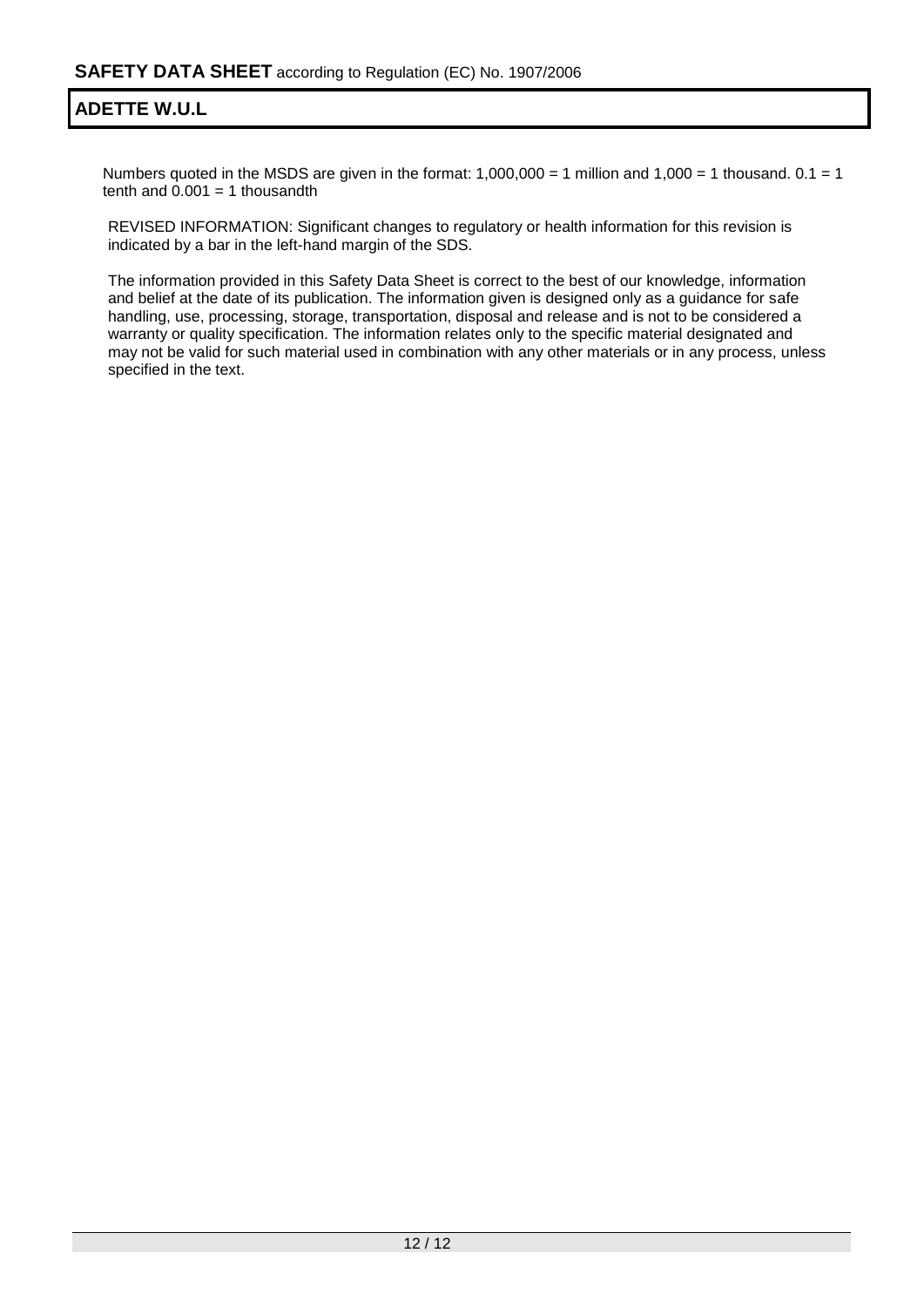Numbers quoted in the MSDS are given in the format: 1,000,000 = 1 million and 1,000 = 1 thousand. 0.1 = 1 tenth and 0.001 = 1 thousandth

REVISED INFORMATION: Significant changes to regulatory or health information for this revision is indicated by a bar in the left-hand margin of the SDS.

The information provided in this Safety Data Sheet is correct to the best of our knowledge, information and belief at the date of its publication. The information given is designed only as a guidance for safe handling, use, processing, storage, transportation, disposal and release and is not to be considered a warranty or quality specification. The information relates only to the specific material designated and may not be valid for such material used in combination with any other materials or in any process, unless specified in the text.